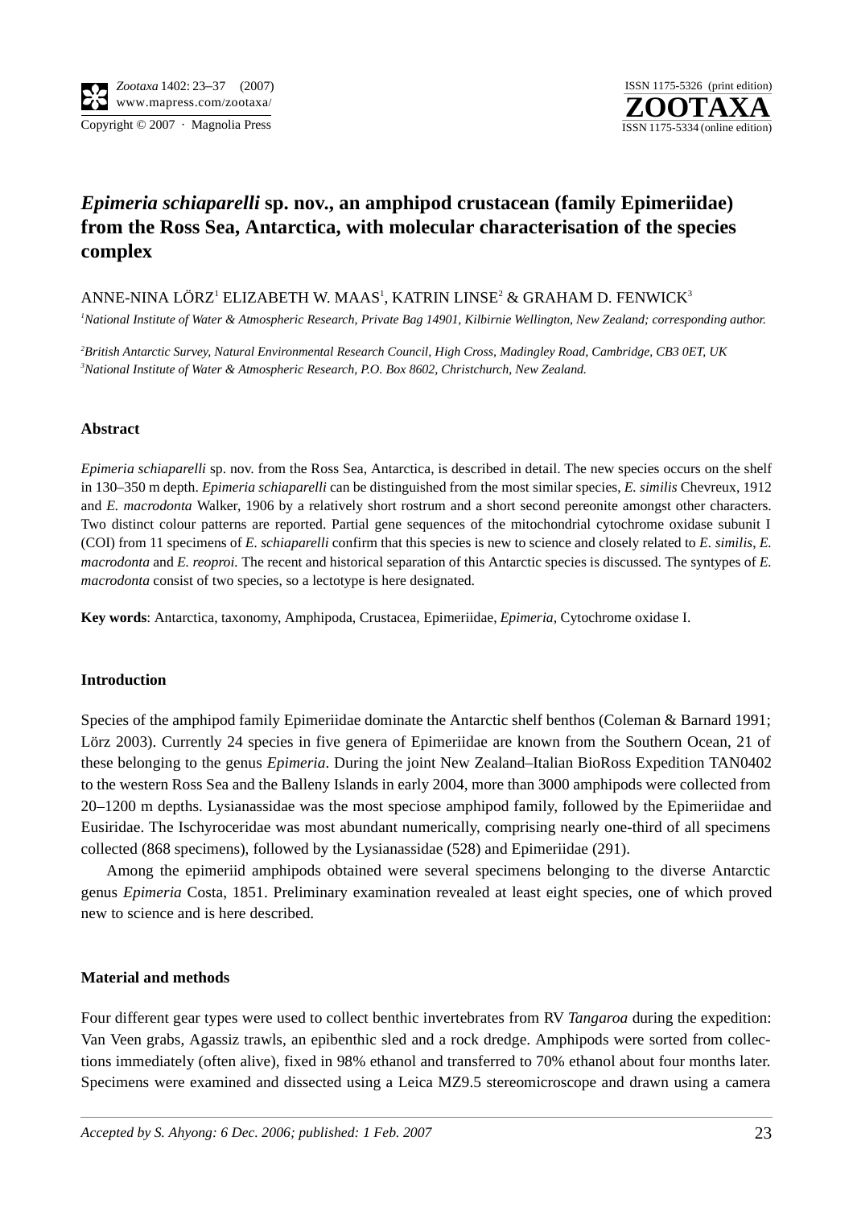# *Epimeria schiaparelli* sp. nov., an amphipod crustacean (family Epimeriidae) from the Ross Sea, Antarctica, with molecular characterisation of the species complex

ANNE-NINA LÖRZ[1] ELIZABETH W. MAAS[1], KATRIN LINSE[2] & GRAHAM D. FENWICK[3]

[1]*National Institute of Water & Atmospheric Research, Private Bag 14901, Kilbirnie Wellington, New Zealand; corresponding author.*

[2]*British Antarctic Survey, Natural Environmental Research Council, High Cross, Madingley Road, Cambridge, CB3 0ET, UK*
[3]*National Institute of Water & Atmospheric Research, P.O. Box 8602, Christchurch, New Zealand.*

## Abstract

*Epimeria schiaparelli* sp. nov. from the Ross Sea, Antarctica, is described in detail. The new species occurs on the shelf in 130–350 m depth. *Epimeria schiaparelli* can be distinguished from the most similar species, *E. similis* Chevreux, 1912 and *E. macrodonta* Walker, 1906 by a relatively short rostrum and a short second pereonite amongst other characters. Two distinct colour patterns are reported. Partial gene sequences of the mitochondrial cytochrome oxidase subunit I (COI) from 11 specimens of *E. schiaparelli* confirm that this species is new to science and closely related to *E. similis*, *E. macrodonta* and *E. reoproi.* The recent and historical separation of this Antarctic species is discussed. The syntypes of *E. macrodonta* consist of two species, so a lectotype is here designated.

**Key words**: Antarctica, taxonomy, Amphipoda, Crustacea, Epimeriidae, *Epimeria*, Cytochrome oxidase I.

## Introduction

Species of the amphipod family Epimeriidae dominate the Antarctic shelf benthos (Coleman & Barnard 1991; Lörz 2003). Currently 24 species in five genera of Epimeriidae are known from the Southern Ocean, 21 of these belonging to the genus *Epimeria*. During the joint New Zealand–Italian BioRoss Expedition TAN0402 to the western Ross Sea and the Balleny Islands in early 2004, more than 3000 amphipods were collected from 20–1200 m depths. Lysianassidae was the most speciose amphipod family, followed by the Epimeriidae and Eusiridae. The Ischyroceridae was most abundant numerically, comprising nearly one-third of all specimens collected (868 specimens), followed by the Lysianassidae (528) and Epimeriidae (291).

Among the epimeriid amphipods obtained were several specimens belonging to the diverse Antarctic genus *Epimeria* Costa, 1851. Preliminary examination revealed at least eight species, one of which proved new to science and is here described.

## Material and methods

Four different gear types were used to collect benthic invertebrates from RV *Tangaroa* during the expedition: Van Veen grabs, Agassiz trawls, an epibenthic sled and a rock dredge. Amphipods were sorted from collections immediately (often alive), fixed in 98% ethanol and transferred to 70% ethanol about four months later. Specimens were examined and dissected using a Leica MZ9.5 stereomicroscope and drawn using a camera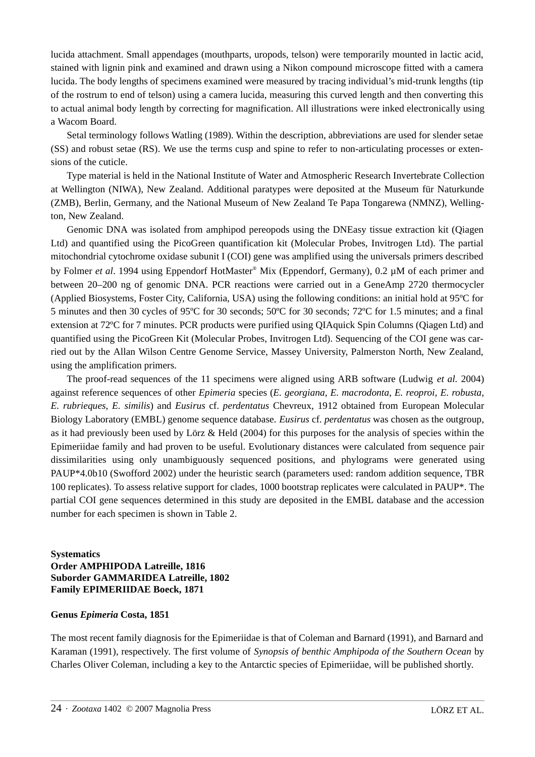lucida attachment. Small appendages (mouthparts, uropods, telson) were temporarily mounted in lactic acid, stained with lignin pink and examined and drawn using a Nikon compound microscope fitted with a camera lucida. The body lengths of specimens examined were measured by tracing individual's mid-trunk lengths (tip of the rostrum to end of telson) using a camera lucida, measuring this curved length and then converting this to actual animal body length by correcting for magnification. All illustrations were inked electronically using a Wacom Board.

Setal terminology follows Watling (1989). Within the description, abbreviations are used for slender setae (SS) and robust setae (RS). We use the terms cusp and spine to refer to non-articulating processes or extensions of the cuticle.

Type material is held in the National Institute of Water and Atmospheric Research Invertebrate Collection at Wellington (NIWA), New Zealand. Additional paratypes were deposited at the Museum für Naturkunde (ZMB), Berlin, Germany, and the National Museum of New Zealand Te Papa Tongarewa (NMNZ), Wellington, New Zealand.

Genomic DNA was isolated from amphipod pereopods using the DNEasy tissue extraction kit (Qiagen Ltd) and quantified using the PicoGreen quantification kit (Molecular Probes, Invitrogen Ltd). The partial mitochondrial cytochrome oxidase subunit I (COI) gene was amplified using the universals primers described by Folmer *et al*. 1994 using Eppendorf HotMaster® Mix (Eppendorf, Germany), 0.2 µM of each primer and between 20–200 ng of genomic DNA. PCR reactions were carried out in a GeneAmp 2720 thermocycler (Applied Biosystems, Foster City, California, USA) using the following conditions: an initial hold at 95ºC for 5 minutes and then 30 cycles of 95ºC for 30 seconds; 50ºC for 30 seconds; 72ºC for 1.5 minutes; and a final extension at 72ºC for 7 minutes. PCR products were purified using QIAquick Spin Columns (Qiagen Ltd) and quantified using the PicoGreen Kit (Molecular Probes, Invitrogen Ltd). Sequencing of the COI gene was carried out by the Allan Wilson Centre Genome Service, Massey University, Palmerston North, New Zealand, using the amplification primers.

The proof-read sequences of the 11 specimens were aligned using ARB software (Ludwig *et al.* 2004) against reference sequences of other *Epimeria* species (*E. georgiana*, *E. macrodonta*, *E. reoproi*, *E. robusta*, *E. rubrieques*, *E. similis*) and *Eusirus* cf. *perdentatus* Chevreux, 1912 obtained from European Molecular Biology Laboratory (EMBL) genome sequence database. *Eusirus* cf. *perdentatus* was chosen as the outgroup, as it had previously been used by Lörz & Held (2004) for this purposes for the analysis of species within the Epimeriidae family and had proven to be useful. Evolutionary distances were calculated from sequence pair dissimilarities using only unambiguously sequenced positions, and phylograms were generated using PAUP*4.0b10 (Swofford 2002) under the heuristic search (parameters used: random addition sequence, TBR 100 replicates). To assess relative support for clades, 1000 bootstrap replicates were calculated in PAUP*. The partial COI gene sequences determined in this study are deposited in the EMBL database and the accession number for each specimen is shown in Table 2.

## Systematics

**Order AMPHIPODA Latreille, 1816**
**Suborder GAMMARIDEA Latreille, 1802**
**Family EPIMERIIDAE Boeck, 1871**

### Genus *Epimeria* Costa, 1851

The most recent family diagnosis for the Epimeriidae is that of Coleman and Barnard (1991), and Barnard and Karaman (1991), respectively. The first volume of *Synopsis of benthic Amphipoda of the Southern Ocean* by Charles Oliver Coleman, including a key to the Antarctic species of Epimeriidae, will be published shortly.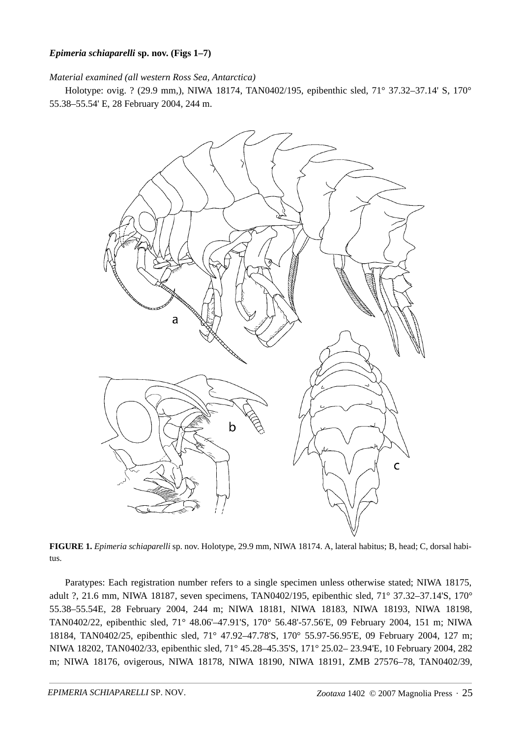***Epimeria schiaparelli* sp. nov. (Figs 1–7)**

*Material examined (all western Ross Sea, Antarctica)*

Holotype: ovig. ? (29.9 mm,), NIWA 18174, TAN0402/195, epibenthic sled, 71° 37.32–37.14' S, 170° 55.38–55.54' E, 28 February 2004, 244 m.

**FIGURE 1.** *Epimeria schiaparelli* sp. nov. Holotype, 29.9 mm, NIWA 18174. A, lateral habitus; B, head; C, dorsal habitus.

Paratypes: Each registration number refers to a single specimen unless otherwise stated; NIWA 18175, adult ?, 21.6 mm, NIWA 18187, seven specimens, TAN0402/195, epibenthic sled, 71° 37.32–37.14'S, 170° 55.38–55.54E, 28 February 2004, 244 m; NIWA 18181, NIWA 18183, NIWA 18193, NIWA 18198, TAN0402/22, epibenthic sled, 71° 48.06'–47.91'S, 170° 56.48'-57.56'E, 09 February 2004, 151 m; NIWA 18184, TAN0402/25, epibenthic sled, 71° 47.92–47.78'S, 170° 55.97-56.95'E, 09 February 2004, 127 m; NIWA 18202, TAN0402/33, epibenthic sled, 71° 45.28–45.35'S, 171° 25.02– 23.94'E, 10 February 2004, 282 m; NIWA 18176, ovigerous, NIWA 18178, NIWA 18190, NIWA 18191, ZMB 27576–78, TAN0402/39,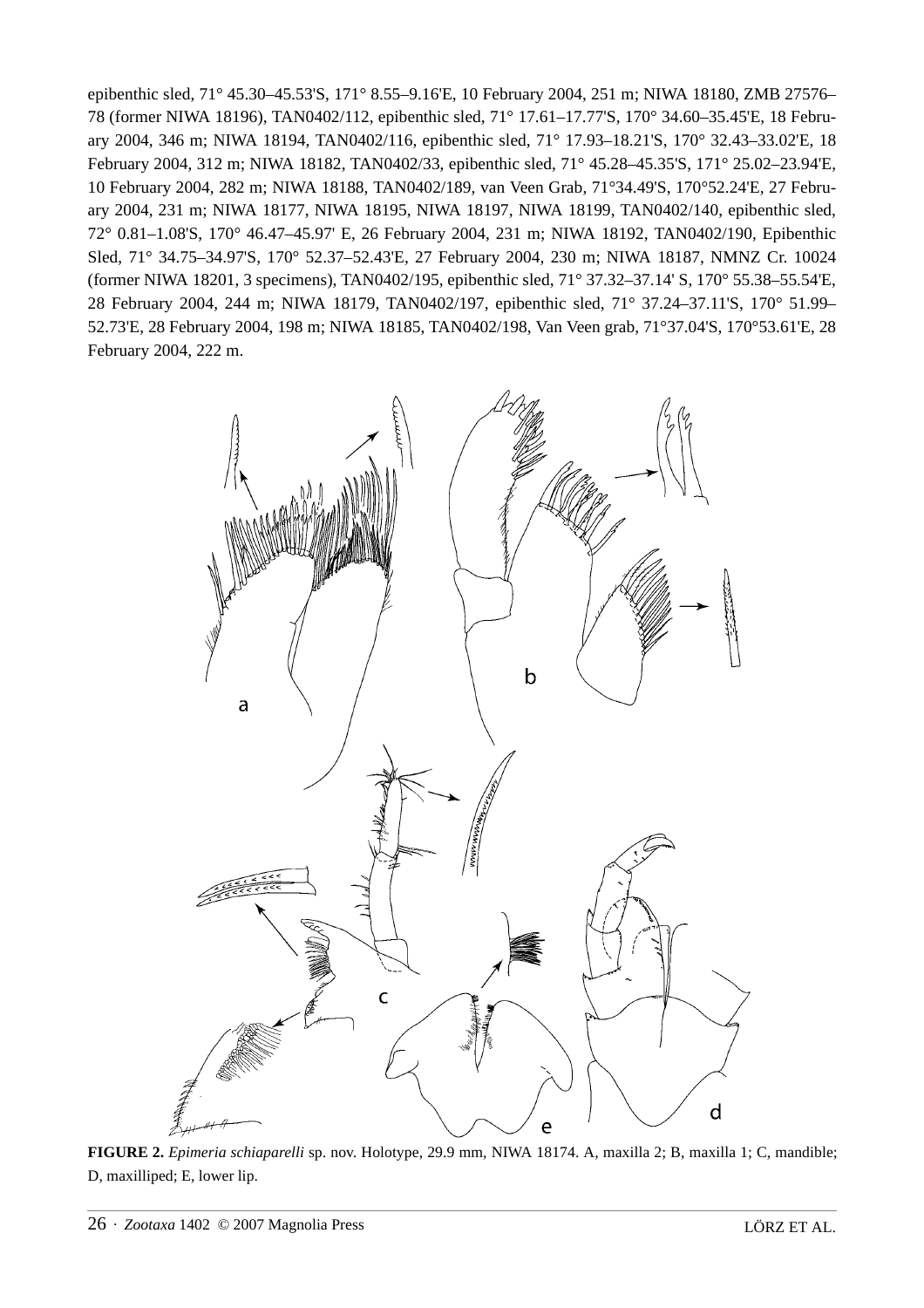epibenthic sled, 71° 45.30–45.53'S, 171° 8.55–9.16'E, 10 February 2004, 251 m; NIWA 18180, ZMB 27576–78 (former NIWA 18196), TAN0402/112, epibenthic sled, 71° 17.61–17.77'S, 170° 34.60–35.45'E, 18 February 2004, 346 m; NIWA 18194, TAN0402/116, epibenthic sled, 71° 17.93–18.21'S, 170° 32.43–33.02'E, 18 February 2004, 312 m; NIWA 18182, TAN0402/33, epibenthic sled, 71° 45.28–45.35'S, 171° 25.02–23.94'E, 10 February 2004, 282 m; NIWA 18188, TAN0402/189, van Veen Grab, 71°34.49'S, 170°52.24'E, 27 February 2004, 231 m; NIWA 18177, NIWA 18195, NIWA 18197, NIWA 18199, TAN0402/140, epibenthic sled, 72° 0.81–1.08'S, 170° 46.47–45.97' E, 26 February 2004, 231 m; NIWA 18192, TAN0402/190, Epibenthic Sled, 71° 34.75–34.97'S, 170° 52.37–52.43'E, 27 February 2004, 230 m; NIWA 18187, NMNZ Cr. 10024 (former NIWA 18201, 3 specimens), TAN0402/195, epibenthic sled, 71° 37.32–37.14' S, 170° 55.38–55.54'E, 28 February 2004, 244 m; NIWA 18179, TAN0402/197, epibenthic sled, 71° 37.24–37.11'S, 170° 51.99–52.73'E, 28 February 2004, 198 m; NIWA 18185, TAN0402/198, Van Veen grab, 71°37.04'S, 170°53.61'E, 28 February 2004, 222 m.

**FIGURE 2.** *Epimeria schiaparelli* sp. nov. Holotype, 29.9 mm, NIWA 18174. A, maxilla 2; B, maxilla 1; C, mandible; D, maxilliped; E, lower lip.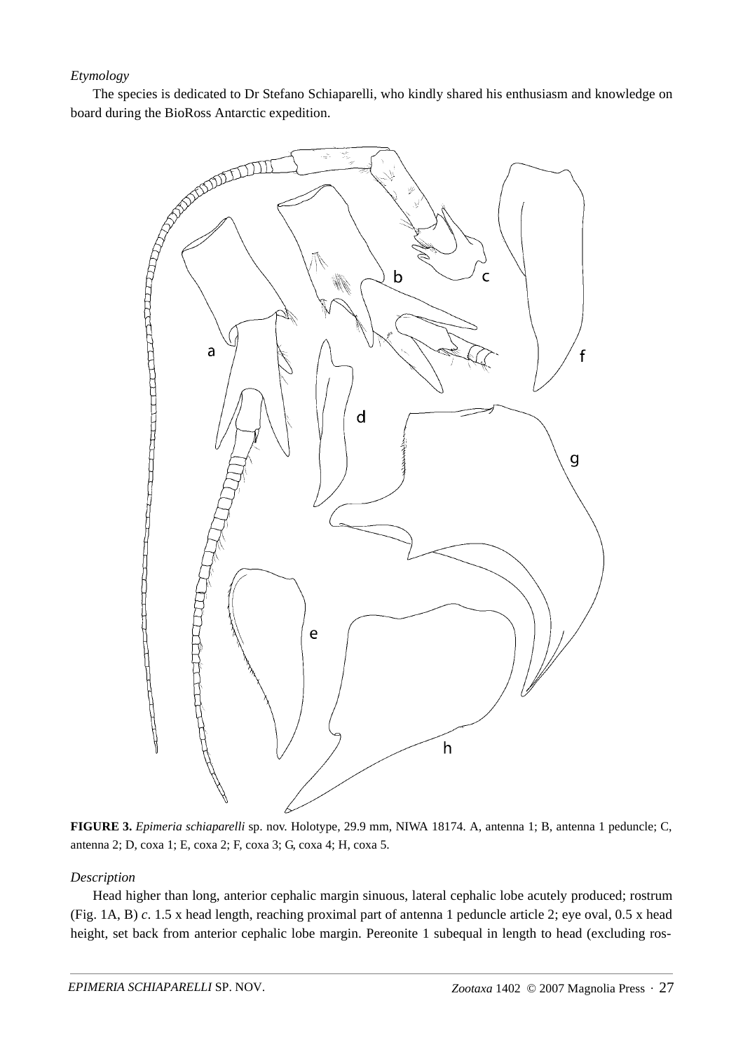*Etymology*

The species is dedicated to Dr Stefano Schiaparelli, who kindly shared his enthusiasm and knowledge on board during the BioRoss Antarctic expedition.

**FIGURE 3.** *Epimeria schiaparelli* sp. nov. Holotype, 29.9 mm, NIWA 18174. A, antenna 1; B, antenna 1 peduncle; C, antenna 2; D, coxa 1; E, coxa 2; F, coxa 3; G, coxa 4; H, coxa 5.

*Description*

Head higher than long, anterior cephalic margin sinuous, lateral cephalic lobe acutely produced; rostrum (Fig. 1A, B) *c*. 1.5 x head length, reaching proximal part of antenna 1 peduncle article 2; eye oval, 0.5 x head height, set back from anterior cephalic lobe margin. Pereonite 1 subequal in length to head (excluding ros-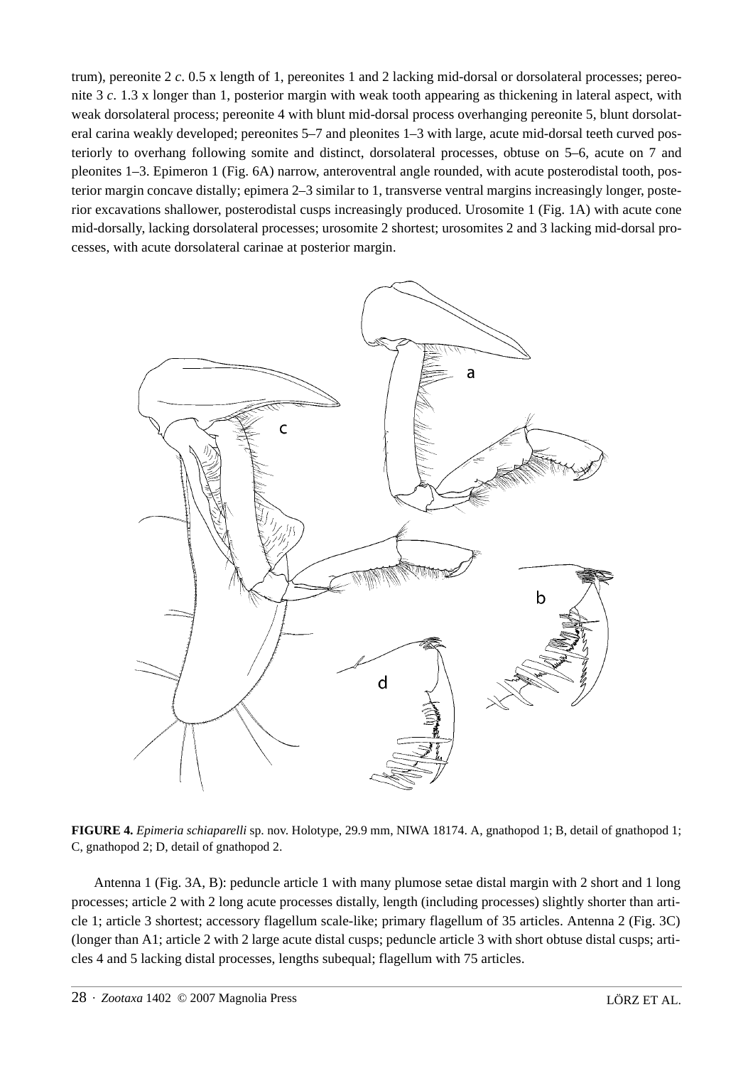trum), pereonite 2 *c*. 0.5 x length of 1, pereonites 1 and 2 lacking mid-dorsal or dorsolateral processes; pereonite 3 *c*. 1.3 x longer than 1, posterior margin with weak tooth appearing as thickening in lateral aspect, with weak dorsolateral process; pereonite 4 with blunt mid-dorsal process overhanging pereonite 5, blunt dorsolateral carina weakly developed; pereonites 5–7 and pleonites 1–3 with large, acute mid-dorsal teeth curved posteriorly to overhang following somite and distinct, dorsolateral processes, obtuse on 5–6, acute on 7 and pleonites 1–3. Epimeron 1 (Fig. 6A) narrow, anteroventral angle rounded, with acute posterodistal tooth, posterior margin concave distally; epimera 2–3 similar to 1, transverse ventral margins increasingly longer, posterior excavations shallower, posterodistal cusps increasingly produced. Urosomite 1 (Fig. 1A) with acute cone mid-dorsally, lacking dorsolateral processes; urosomite 2 shortest; urosomites 2 and 3 lacking mid-dorsal processes, with acute dorsolateral carinae at posterior margin.

**FIGURE 4.** *Epimeria schiaparelli* sp. nov. Holotype, 29.9 mm, NIWA 18174. A, gnathopod 1; B, detail of gnathopod 1; C, gnathopod 2; D, detail of gnathopod 2.

Antenna 1 (Fig. 3A, B): peduncle article 1 with many plumose setae distal margin with 2 short and 1 long processes; article 2 with 2 long acute processes distally, length (including processes) slightly shorter than article 1; article 3 shortest; accessory flagellum scale-like; primary flagellum of 35 articles. Antenna 2 (Fig. 3C) (longer than A1; article 2 with 2 large acute distal cusps; peduncle article 3 with short obtuse distal cusps; articles 4 and 5 lacking distal processes, lengths subequal; flagellum with 75 articles.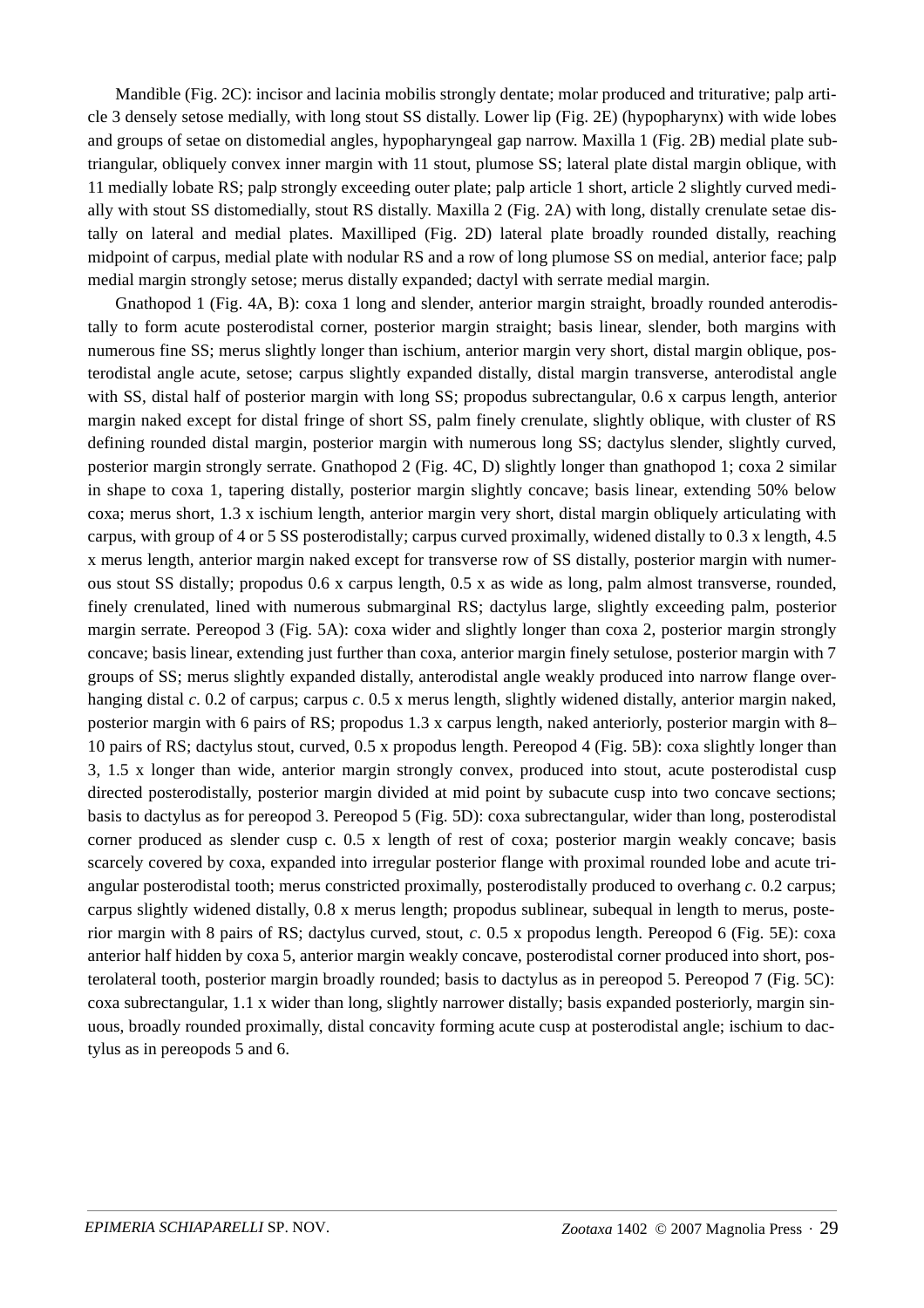Mandible (Fig. 2C): incisor and lacinia mobilis strongly dentate; molar produced and triturative; palp article 3 densely setose medially, with long stout SS distally. Lower lip (Fig. 2E) (hypopharynx) with wide lobes and groups of setae on distomedial angles, hypopharyngeal gap narrow. Maxilla 1 (Fig. 2B) medial plate subtriangular, obliquely convex inner margin with 11 stout, plumose SS; lateral plate distal margin oblique, with 11 medially lobate RS; palp strongly exceeding outer plate; palp article 1 short, article 2 slightly curved medially with stout SS distomedially, stout RS distally. Maxilla 2 (Fig. 2A) with long, distally crenulate setae distally on lateral and medial plates. Maxilliped (Fig. 2D) lateral plate broadly rounded distally, reaching midpoint of carpus, medial plate with nodular RS and a row of long plumose SS on medial, anterior face; palp medial margin strongly setose; merus distally expanded; dactyl with serrate medial margin.

Gnathopod 1 (Fig. 4A, B): coxa 1 long and slender, anterior margin straight, broadly rounded anterodistally to form acute posterodistal corner, posterior margin straight; basis linear, slender, both margins with numerous fine SS; merus slightly longer than ischium, anterior margin very short, distal margin oblique, posterodistal angle acute, setose; carpus slightly expanded distally, distal margin transverse, anterodistal angle with SS, distal half of posterior margin with long SS; propodus subrectangular, 0.6 x carpus length, anterior margin naked except for distal fringe of short SS, palm finely crenulate, slightly oblique, with cluster of RS defining rounded distal margin, posterior margin with numerous long SS; dactylus slender, slightly curved, posterior margin strongly serrate. Gnathopod 2 (Fig. 4C, D) slightly longer than gnathopod 1; coxa 2 similar in shape to coxa 1, tapering distally, posterior margin slightly concave; basis linear, extending 50% below coxa; merus short, 1.3 x ischium length, anterior margin very short, distal margin obliquely articulating with carpus, with group of 4 or 5 SS posterodistally; carpus curved proximally, widened distally to 0.3 x length, 4.5 x merus length, anterior margin naked except for transverse row of SS distally, posterior margin with numerous stout SS distally; propodus 0.6 x carpus length, 0.5 x as wide as long, palm almost transverse, rounded, finely crenulated, lined with numerous submarginal RS; dactylus large, slightly exceeding palm, posterior margin serrate. Pereopod 3 (Fig. 5A): coxa wider and slightly longer than coxa 2, posterior margin strongly concave; basis linear, extending just further than coxa, anterior margin finely setulose, posterior margin with 7 groups of SS; merus slightly expanded distally, anterodistal angle weakly produced into narrow flange overhanging distal *c*. 0.2 of carpus; carpus *c*. 0.5 x merus length, slightly widened distally, anterior margin naked, posterior margin with 6 pairs of RS; propodus 1.3 x carpus length, naked anteriorly, posterior margin with 8–10 pairs of RS; dactylus stout, curved, 0.5 x propodus length. Pereopod 4 (Fig. 5B): coxa slightly longer than 3, 1.5 x longer than wide, anterior margin strongly convex, produced into stout, acute posterodistal cusp directed posterodistally, posterior margin divided at mid point by subacute cusp into two concave sections; basis to dactylus as for pereopod 3. Pereopod 5 (Fig. 5D): coxa subrectangular, wider than long, posterodistal corner produced as slender cusp c. 0.5 x length of rest of coxa; posterior margin weakly concave; basis scarcely covered by coxa, expanded into irregular posterior flange with proximal rounded lobe and acute triangular posterodistal tooth; merus constricted proximally, posterodistally produced to overhang *c*. 0.2 carpus; carpus slightly widened distally, 0.8 x merus length; propodus sublinear, subequal in length to merus, posterior margin with 8 pairs of RS; dactylus curved, stout, *c*. 0.5 x propodus length. Pereopod 6 (Fig. 5E): coxa anterior half hidden by coxa 5, anterior margin weakly concave, posterodistal corner produced into short, posterolateral tooth, posterior margin broadly rounded; basis to dactylus as in pereopod 5. Pereopod 7 (Fig. 5C): coxa subrectangular, 1.1 x wider than long, slightly narrower distally; basis expanded posteriorly, margin sinuous, broadly rounded proximally, distal concavity forming acute cusp at posterodistal angle; ischium to dactylus as in pereopods 5 and 6.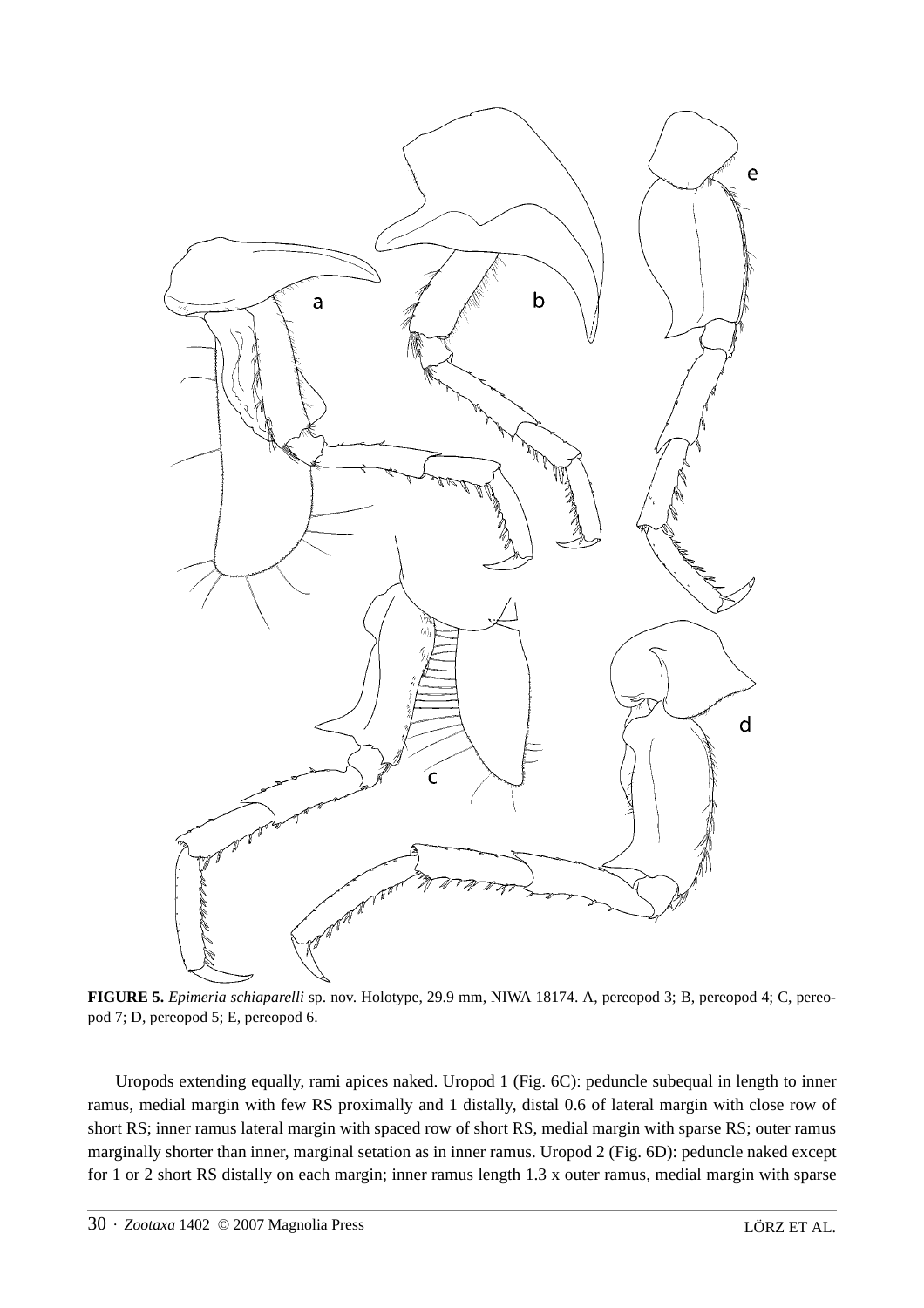**FIGURE 5.** *Epimeria schiaparelli* sp. nov. Holotype, 29.9 mm, NIWA 18174. A, pereopod 3; B, pereopod 4; C, pereopod 7; D, pereopod 5; E, pereopod 6.

Uropods extending equally, rami apices naked. Uropod 1 (Fig. 6C): peduncle subequal in length to inner ramus, medial margin with few RS proximally and 1 distally, distal 0.6 of lateral margin with close row of short RS; inner ramus lateral margin with spaced row of short RS, medial margin with sparse RS; outer ramus marginally shorter than inner, marginal setation as in inner ramus. Uropod 2 (Fig. 6D): peduncle naked except for 1 or 2 short RS distally on each margin; inner ramus length 1.3 x outer ramus, medial margin with sparse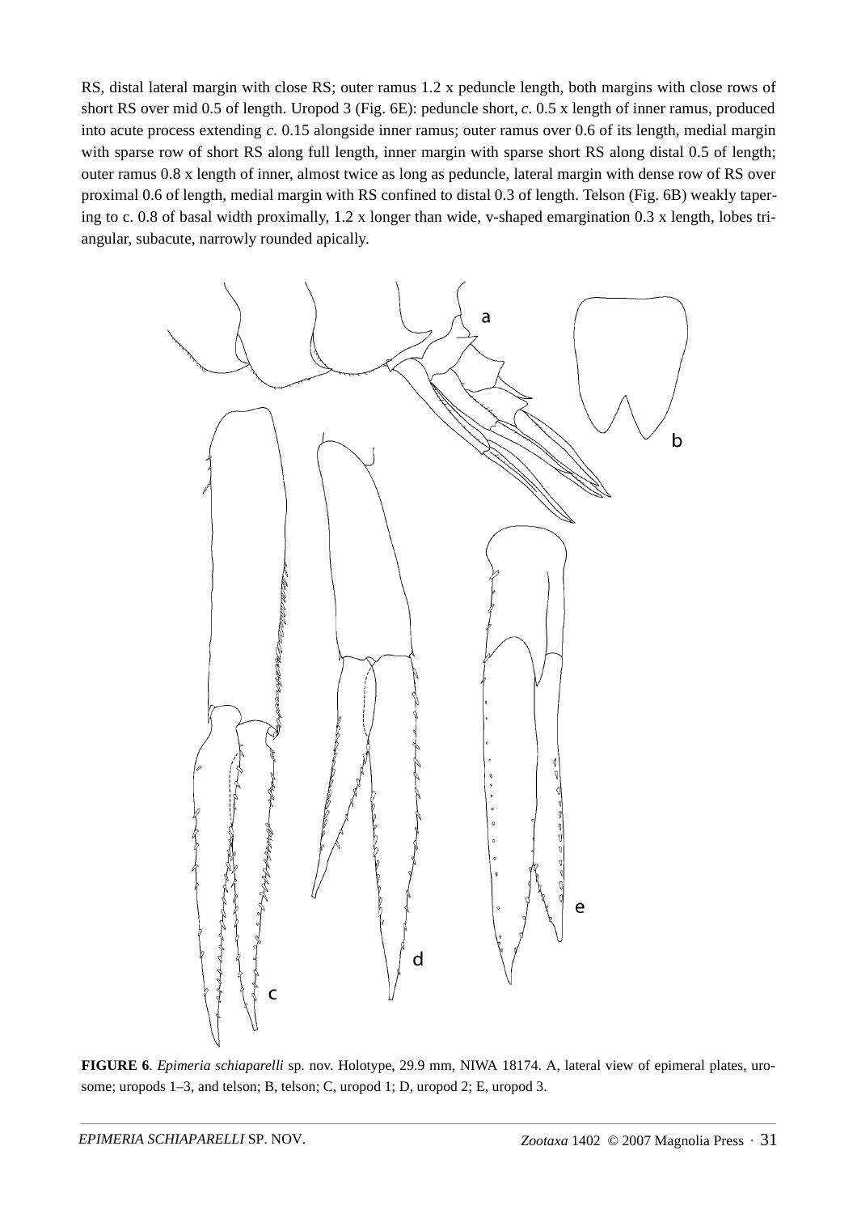RS, distal lateral margin with close RS; outer ramus 1.2 x peduncle length, both margins with close rows of short RS over mid 0.5 of length. Uropod 3 (Fig. 6E): peduncle short, *c*. 0.5 x length of inner ramus, produced into acute process extending *c*. 0.15 alongside inner ramus; outer ramus over 0.6 of its length, medial margin with sparse row of short RS along full length, inner margin with sparse short RS along distal 0.5 of length; outer ramus 0.8 x length of inner, almost twice as long as peduncle, lateral margin with dense row of RS over proximal 0.6 of length, medial margin with RS confined to distal 0.3 of length. Telson (Fig. 6B) weakly tapering to c. 0.8 of basal width proximally, 1.2 x longer than wide, v-shaped emargination 0.3 x length, lobes triangular, subacute, narrowly rounded apically.

**FIGURE 6**. *Epimeria schiaparelli* sp. nov. Holotype, 29.9 mm, NIWA 18174. A, lateral view of epimeral plates, urosome; uropods 1–3, and telson; B, telson; C, uropod 1; D, uropod 2; E, uropod 3.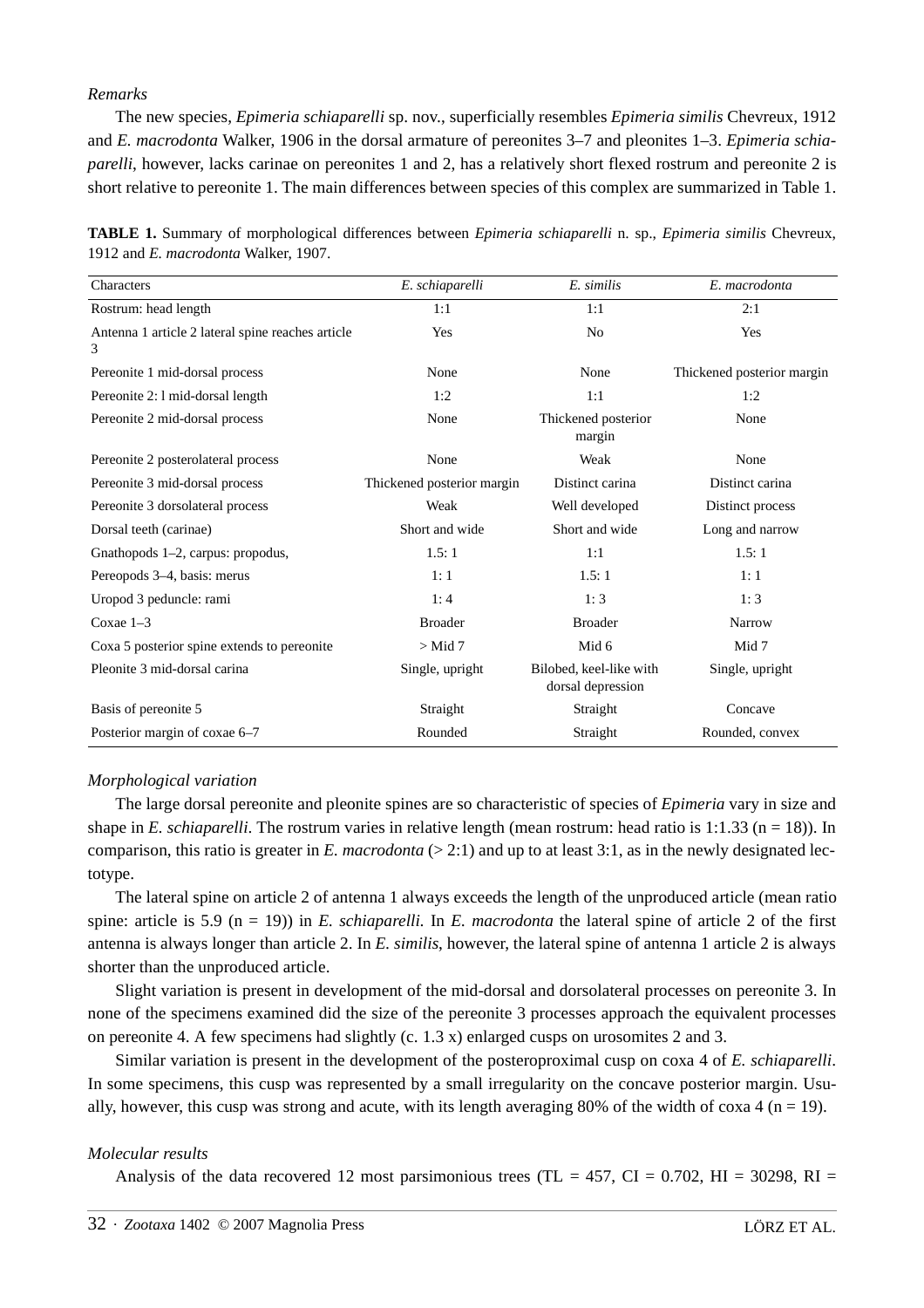*Remarks*

The new species, *Epimeria schiaparelli* sp. nov., superficially resembles *Epimeria similis* Chevreux, 1912 and *E. macrodonta* Walker, 1906 in the dorsal armature of pereonites 3–7 and pleonites 1–3. *Epimeria schiaparelli*, however, lacks carinae on pereonites 1 and 2, has a relatively short flexed rostrum and pereonite 2 is short relative to pereonite 1. The main differences between species of this complex are summarized in Table 1.

**TABLE 1.** Summary of morphological differences between *Epimeria schiaparelli* n. sp., *Epimeria similis* Chevreux, 1912 and *E. macrodonta* Walker, 1907.

| Characters | *E. schiaparelli* | *E. similis* | *E. macrodonta* |
|---|---|---|---|
| Rostrum: head length | 1:1 | 1:1 | 2:1 |
| Antenna 1 article 2 lateral spine reaches article 3 | Yes | No | Yes |
| Pereonite 1 mid-dorsal process | None | None | Thickened posterior margin |
| Pereonite 2: l mid-dorsal length | 1:2 | 1:1 | 1:2 |
| Pereonite 2 mid-dorsal process | None | Thickened posterior margin | None |
| Pereonite 2 posterolateral process | None | Weak | None |
| Pereonite 3 mid-dorsal process | Thickened posterior margin | Distinct carina | Distinct carina |
| Pereonite 3 dorsolateral process | Weak | Well developed | Distinct process |
| Dorsal teeth (carinae) | Short and wide | Short and wide | Long and narrow |
| Gnathopods 1–2, carpus: propodus, | 1.5: 1 | 1:1 | 1.5: 1 |
| Pereopods 3–4, basis: merus | 1: 1 | 1.5: 1 | 1: 1 |
| Uropod 3 peduncle: rami | 1: 4 | 1: 3 | 1: 3 |
| Coxae 1–3 | Broader | Broader | Narrow |
| Coxa 5 posterior spine extends to pereonite | > Mid 7 | Mid 6 | Mid 7 |
| Pleonite 3 mid-dorsal carina | Single, upright | Bilobed, keel-like with dorsal depression | Single, upright |
| Basis of pereonite 5 | Straight | Straight | Concave |
| Posterior margin of coxae 6–7 | Rounded | Straight | Rounded, convex |

*Morphological variation*

The large dorsal pereonite and pleonite spines are so characteristic of species of *Epimeria* vary in size and shape in *E. schiaparelli*. The rostrum varies in relative length (mean rostrum: head ratio is 1:1.33 (n = 18)). In comparison, this ratio is greater in *E. macrodonta* (> 2:1) and up to at least 3:1, as in the newly designated lectotype.

The lateral spine on article 2 of antenna 1 always exceeds the length of the unproduced article (mean ratio spine: article is 5.9 (n = 19)) in *E. schiaparelli.* In *E. macrodonta* the lateral spine of article 2 of the first antenna is always longer than article 2. In *E. similis*, however, the lateral spine of antenna 1 article 2 is always shorter than the unproduced article.

Slight variation is present in development of the mid-dorsal and dorsolateral processes on pereonite 3. In none of the specimens examined did the size of the pereonite 3 processes approach the equivalent processes on pereonite 4. A few specimens had slightly (c. 1.3 x) enlarged cusps on urosomites 2 and 3.

Similar variation is present in the development of the posteroproximal cusp on coxa 4 of *E. schiaparelli*. In some specimens, this cusp was represented by a small irregularity on the concave posterior margin. Usually, however, this cusp was strong and acute, with its length averaging 80% of the width of coxa 4 (n = 19).

*Molecular results*

Analysis of the data recovered 12 most parsimonious trees (TL = 457, CI = 0.702, HI = 30298, RI =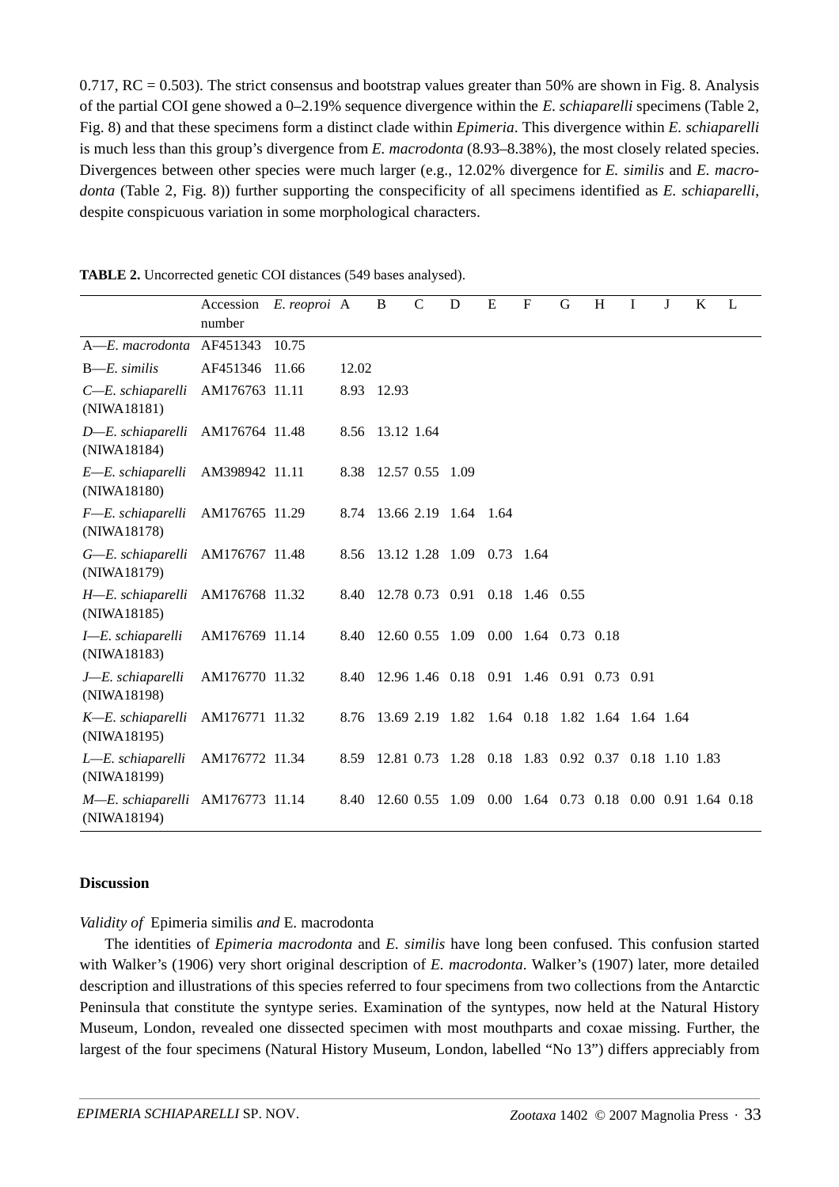0.717, RC = 0.503). The strict consensus and bootstrap values greater than 50% are shown in Fig. 8. Analysis of the partial COI gene showed a 0–2.19% sequence divergence within the *E. schiaparelli* specimens (Table 2, Fig. 8) and that these specimens form a distinct clade within *Epimeria*. This divergence within *E. schiaparelli* is much less than this group's divergence from *E. macrodonta* (8.93–8.38%), the most closely related species. Divergences between other species were much larger (e.g., 12.02% divergence for *E. similis* and *E. macrodonta* (Table 2, Fig. 8)) further supporting the conspecificity of all specimens identified as *E. schiaparelli*, despite conspicuous variation in some morphological characters.

**TABLE 2.** Uncorrected genetic COI distances (549 bases analysed).

| | Accession number | *E. reoproi* | A | B | C | D | E | F | G | H | I | J | K | L |
|---|---|---|---|---|---|---|---|---|---|---|---|---|---|---|
| A—*E. macrodonta* | AF451343 | 10.75 | | | | | | | | | | | | |
| B—*E. similis* | AF451346 | 11.66 | 12.02 | | | | | | | | | | | |
| C—*E. schiaparelli* (NIWA18181) | AM176763 | 11.11 | 8.93 | 12.93 | | | | | | | | | | |
| D—*E. schiaparelli* (NIWA18184) | AM176764 | 11.48 | 8.56 | 13.12 | 1.64 | | | | | | | | | |
| E—*E. schiaparelli* (NIWA18180) | AM398942 | 11.11 | 8.38 | 12.57 | 0.55 | 1.09 | | | | | | | | |
| F—*E. schiaparelli* (NIWA18178) | AM176765 | 11.29 | 8.74 | 13.66 | 2.19 | 1.64 | 1.64 | | | | | | | |
| G—*E. schiaparelli* (NIWA18179) | AM176767 | 11.48 | 8.56 | 13.12 | 1.28 | 1.09 | 0.73 | 1.64 | | | | | | |
| H—*E. schiaparelli* (NIWA18185) | AM176768 | 11.32 | 8.40 | 12.78 | 0.73 | 0.91 | 0.18 | 1.46 | 0.55 | | | | | |
| I—*E. schiaparelli* (NIWA18183) | AM176769 | 11.14 | 8.40 | 12.60 | 0.55 | 1.09 | 0.00 | 1.64 | 0.73 | 0.18 | | | | |
| J—*E. schiaparelli* (NIWA18198) | AM176770 | 11.32 | 8.40 | 12.96 | 1.46 | 0.18 | 0.91 | 1.46 | 0.91 | 0.73 | 0.91 | | | |
| K—*E. schiaparelli* (NIWA18195) | AM176771 | 11.32 | 8.76 | 13.69 | 2.19 | 1.82 | 1.64 | 0.18 | 1.82 | 1.64 | 1.64 | 1.64 | | |
| L—*E. schiaparelli* (NIWA18199) | AM176772 | 11.34 | 8.59 | 12.81 | 0.73 | 1.28 | 0.18 | 1.83 | 0.92 | 0.37 | 0.18 | 1.10 | 1.83 | |
| M—*E. schiaparelli* (NIWA18194) | AM176773 | 11.14 | 8.40 | 12.60 | 0.55 | 1.09 | 0.00 | 1.64 | 0.73 | 0.18 | 0.00 | 0.91 | 1.64 | 0.18 |

## Discussion

*Validity of* Epimeria similis *and* E. macrodonta

The identities of *Epimeria macrodonta* and *E. similis* have long been confused. This confusion started with Walker's (1906) very short original description of *E. macrodonta*. Walker's (1907) later, more detailed description and illustrations of this species referred to four specimens from two collections from the Antarctic Peninsula that constitute the syntype series. Examination of the syntypes, now held at the Natural History Museum, London, revealed one dissected specimen with most mouthparts and coxae missing. Further, the largest of the four specimens (Natural History Museum, London, labelled "No 13") differs appreciably from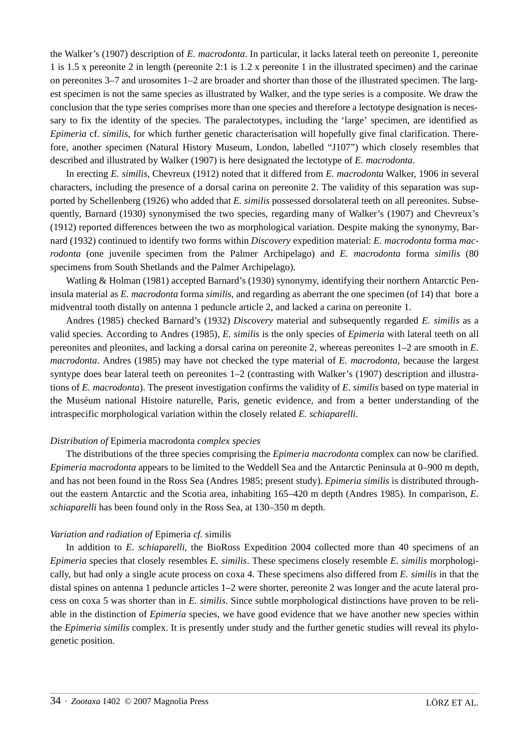the Walker's (1907) description of *E. macrodonta*. In particular, it lacks lateral teeth on pereonite 1, pereonite 1 is 1.5 x pereonite 2 in length (pereonite 2:1 is 1.2 x pereonite 1 in the illustrated specimen) and the carinae on pereonites 3–7 and urosomites 1–2 are broader and shorter than those of the illustrated specimen. The largest specimen is not the same species as illustrated by Walker, and the type series is a composite. We draw the conclusion that the type series comprises more than one species and therefore a lectotype designation is necessary to fix the identity of the species. The paralectotypes, including the 'large' specimen, are identified as *Epimeria* cf. *similis*, for which further genetic characterisation will hopefully give final clarification. Therefore, another specimen (Natural History Museum, London, labelled "J107") which closely resembles that described and illustrated by Walker (1907) is here designated the lectotype of *E. macrodonta*.

In erecting *E. similis*, Chevreux (1912) noted that it differed from *E. macrodonta* Walker, 1906 in several characters, including the presence of a dorsal carina on pereonite 2. The validity of this separation was supported by Schellenberg (1926) who added that *E. similis* possessed dorsolateral teeth on all pereonites. Subsequently, Barnard (1930) synonymised the two species, regarding many of Walker's (1907) and Chevreux's (1912) reported differences between the two as morphological variation. Despite making the synonymy, Barnard (1932) continued to identify two forms within *Discovery* expedition material: *E. macrodonta* forma *macrodonta* (one juvenile specimen from the Palmer Archipelago) and *E. macrodonta* forma *similis* (80 specimens from South Shetlands and the Palmer Archipelago).

Watling & Holman (1981) accepted Barnard's (1930) synonymy, identifying their northern Antarctic Peninsula material as *E. macrodonta* forma *similis*, and regarding as aberrant the one specimen (of 14) that bore a midventral tooth distally on antenna 1 peduncle article 2, and lacked a carina on pereonite 1.

Andres (1985) checked Barnard's (1932) *Discovery* material and subsequently regarded *E. similis* as a valid species. According to Andres (1985), *E. similis* is the only species of *Epimeria* with lateral teeth on all pereonites and pleonites, and lacking a dorsal carina on pereonite 2, whereas pereonites 1–2 are smooth in *E. macrodonta*. Andres (1985) may have not checked the type material of *E. macrodonta*, because the largest syntype does bear lateral teeth on pereonites 1–2 (contrasting with Walker's (1907) description and illustrations of *E. macrodonta*). The present investigation confirms the validity of *E. similis* based on type material in the Muséum national Histoire naturelle, Paris, genetic evidence, and from a better understanding of the intraspecific morphological variation within the closely related *E. schiaparelli*.

*Distribution of* Epimeria macrodonta *complex species*

The distributions of the three species comprising the *Epimeria macrodonta* complex can now be clarified. *Epimeria macrodonta* appears to be limited to the Weddell Sea and the Antarctic Peninsula at 0–900 m depth, and has not been found in the Ross Sea (Andres 1985; present study). *Epimeria similis* is distributed throughout the eastern Antarctic and the Scotia area, inhabiting 165–420 m depth (Andres 1985). In comparison, *E. schiaparelli* has been found only in the Ross Sea, at 130–350 m depth.

*Variation and radiation of* Epimeria *cf.* similis

In addition to *E. schiaparelli*, the BioRoss Expedition 2004 collected more than 40 specimens of an *Epimeria* species that closely resembles *E. similis*. These specimens closely resemble *E. similis* morphologically, but had only a single acute process on coxa 4. These specimens also differed from *E. similis* in that the distal spines on antenna 1 peduncle articles 1–2 were shorter, pereonite 2 was longer and the acute lateral process on coxa 5 was shorter than in *E. similis.* Since subtle morphological distinctions have proven to be reliable in the distinction of *Epimeria* species, we have good evidence that we have another new species within the *Epimeria similis* complex. It is presently under study and the further genetic studies will reveal its phylogenetic position.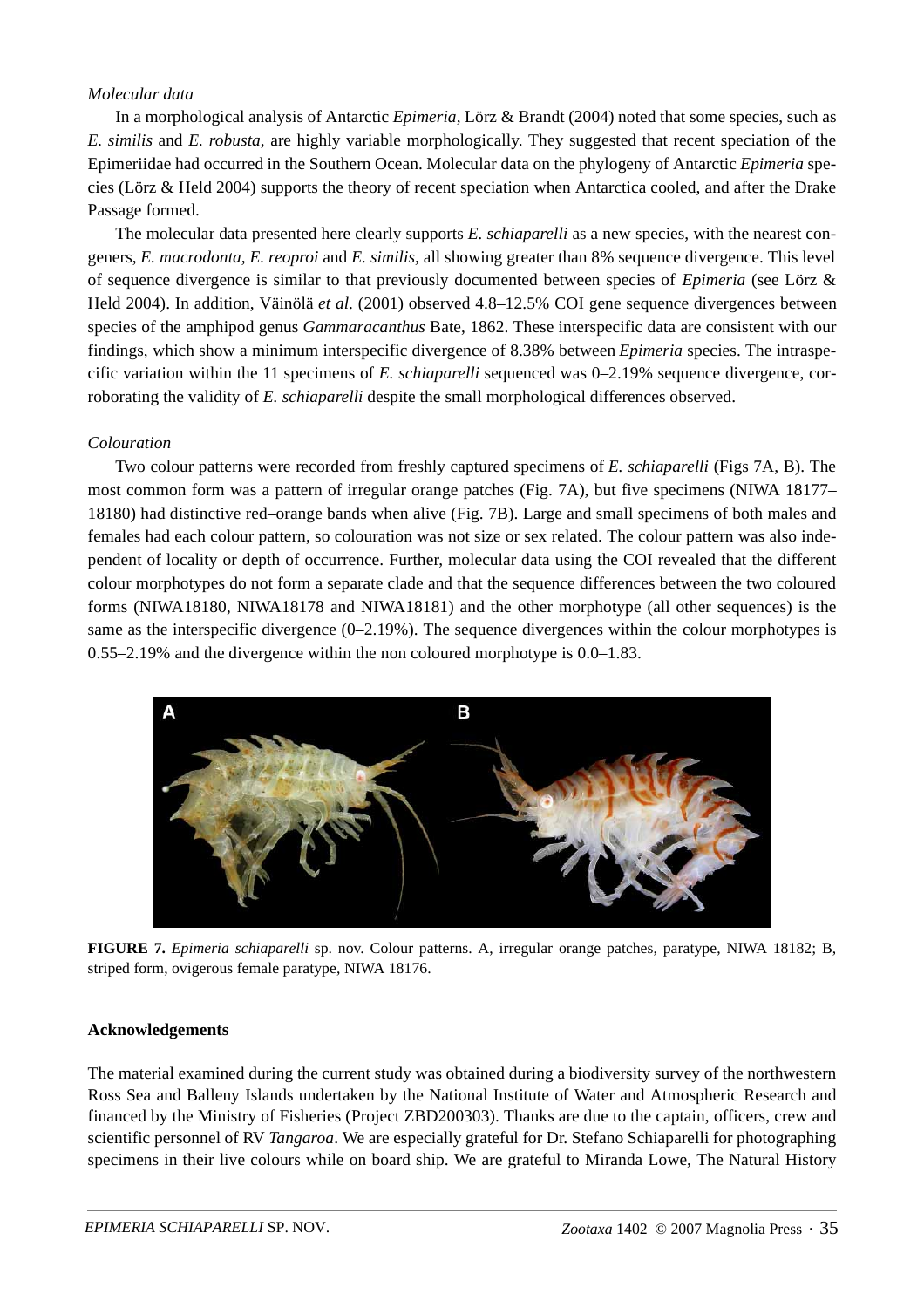*Molecular data*

In a morphological analysis of Antarctic *Epimeria*, Lörz & Brandt (2004) noted that some species, such as *E. similis* and *E. robusta*, are highly variable morphologically. They suggested that recent speciation of the Epimeriidae had occurred in the Southern Ocean. Molecular data on the phylogeny of Antarctic *Epimeria* species (Lörz & Held 2004) supports the theory of recent speciation when Antarctica cooled, and after the Drake Passage formed.

The molecular data presented here clearly supports *E. schiaparelli* as a new species, with the nearest congeners, *E. macrodonta, E. reoproi* and *E. similis,* all showing greater than 8% sequence divergence. This level of sequence divergence is similar to that previously documented between species of *Epimeria* (see Lörz & Held 2004). In addition, Väinölä *et al*. (2001) observed 4.8–12.5% COI gene sequence divergences between species of the amphipod genus *Gammaracanthus* Bate, 1862. These interspecific data are consistent with our findings, which show a minimum interspecific divergence of 8.38% between *Epimeria* species. The intraspecific variation within the 11 specimens of *E. schiaparelli* sequenced was 0–2.19% sequence divergence, corroborating the validity of *E. schiaparelli* despite the small morphological differences observed.

*Colouration*

Two colour patterns were recorded from freshly captured specimens of *E. schiaparelli* (Figs 7A, B). The most common form was a pattern of irregular orange patches (Fig. 7A), but five specimens (NIWA 18177–18180) had distinctive red–orange bands when alive (Fig. 7B). Large and small specimens of both males and females had each colour pattern, so colouration was not size or sex related. The colour pattern was also independent of locality or depth of occurrence. Further, molecular data using the COI revealed that the different colour morphotypes do not form a separate clade and that the sequence differences between the two coloured forms (NIWA18180, NIWA18178 and NIWA18181) and the other morphotype (all other sequences) is the same as the interspecific divergence (0–2.19%). The sequence divergences within the colour morphotypes is 0.55–2.19% and the divergence within the non coloured morphotype is 0.0–1.83.

**FIGURE 7.** *Epimeria schiaparelli* sp. nov. Colour patterns. A, irregular orange patches, paratype, NIWA 18182; B, striped form, ovigerous female paratype, NIWA 18176.

**Acknowledgements**

The material examined during the current study was obtained during a biodiversity survey of the northwestern Ross Sea and Balleny Islands undertaken by the National Institute of Water and Atmospheric Research and financed by the Ministry of Fisheries (Project ZBD200303). Thanks are due to the captain, officers, crew and scientific personnel of RV *Tangaroa*. We are especially grateful for Dr. Stefano Schiaparelli for photographing specimens in their live colours while on board ship. We are grateful to Miranda Lowe, The Natural History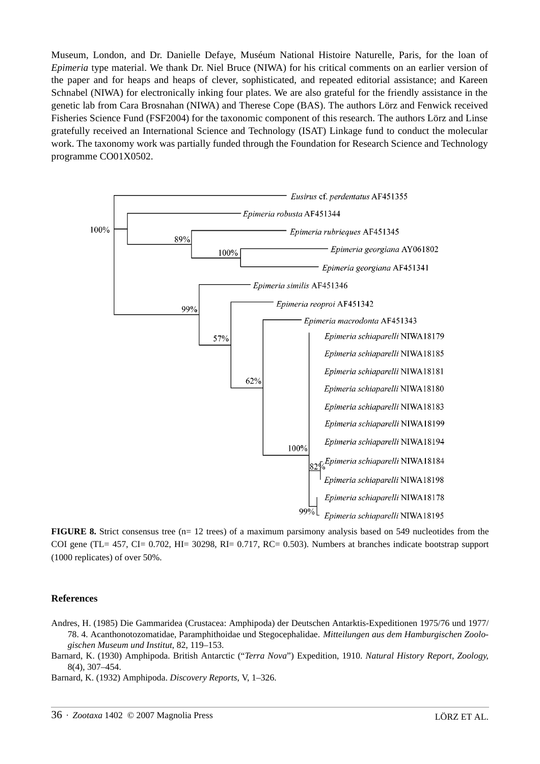Museum, London, and Dr. Danielle Defaye, Muséum National Histoire Naturelle, Paris, for the loan of *Epimeria* type material. We thank Dr. Niel Bruce (NIWA) for his critical comments on an earlier version of the paper and for heaps and heaps of clever, sophisticated, and repeated editorial assistance; and Kareen Schnabel (NIWA) for electronically inking four plates. We are also grateful for the friendly assistance in the genetic lab from Cara Brosnahan (NIWA) and Therese Cope (BAS). The authors Lörz and Fenwick received Fisheries Science Fund (FSF2004) for the taxonomic component of this research. The authors Lörz and Linse gratefully received an International Science and Technology (ISAT) Linkage fund to conduct the molecular work. The taxonomy work was partially funded through the Foundation for Research Science and Technology programme CO01X0502.

**FIGURE 8.** Strict consensus tree (n= 12 trees) of a maximum parsimony analysis based on 549 nucleotides from the COI gene (TL= 457, CI= 0.702, HI= 30298, RI= 0.717, RC= 0.503). Numbers at branches indicate bootstrap support (1000 replicates) of over 50%.

## References

Andres, H. (1985) Die Gammaridea (Crustacea: Amphipoda) der Deutschen Antarktis-Expeditionen 1975/76 und 1977/78. 4. Acanthonotozomatidae, Paramphithoidae und Stegocephalidae. *Mitteilungen aus dem Hamburgischen Zoologischen Museum und Institut*, 82, 119–153.

Barnard, K. (1930) Amphipoda. British Antarctic ("*Terra Nova*") Expedition, 1910. *Natural History Report, Zoology*, 8(4), 307–454.

Barnard, K. (1932) Amphipoda. *Discovery Reports*, V, 1–326.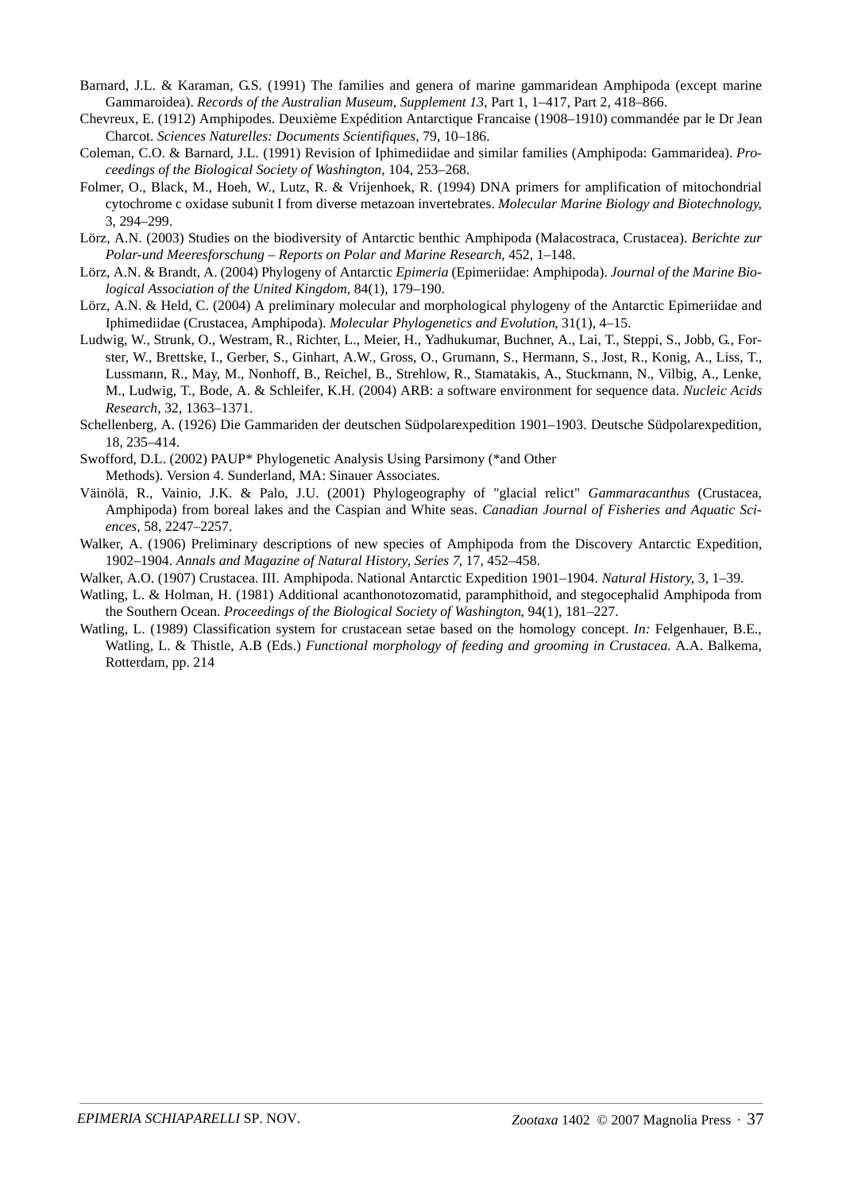Barnard, J.L. & Karaman, G.S. (1991) The families and genera of marine gammaridean Amphipoda (except marine Gammaroidea). *Records of the Australian Museum, Supplement 13*, Part 1, 1–417, Part 2, 418–866.

Chevreux, E. (1912) Amphipodes. Deuxième Expédition Antarctique Francaise (1908–1910) commandée par le Dr Jean Charcot. *Sciences Naturelles: Documents Scientifiques*, 79, 10–186.

Coleman, C.O. & Barnard, J.L. (1991) Revision of Iphimediidae and similar families (Amphipoda: Gammaridea). *Proceedings of the Biological Society of Washington*, 104, 253–268.

Folmer, O., Black, M., Hoeh, W., Lutz, R. & Vrijenhoek, R. (1994) DNA primers for amplification of mitochondrial cytochrome c oxidase subunit I from diverse metazoan invertebrates. *Molecular Marine Biology and Biotechnology*, 3, 294–299.

Lörz, A.N. (2003) Studies on the biodiversity of Antarctic benthic Amphipoda (Malacostraca, Crustacea). *Berichte zur Polar-und Meeresforschung – Reports on Polar and Marine Research*, 452, 1–148.

Lörz, A.N. & Brandt, A. (2004) Phylogeny of Antarctic *Epimeria* (Epimeriidae: Amphipoda). *Journal of the Marine Biological Association of the United Kingdom*, 84(1), 179–190.

Lörz, A.N. & Held, C. (2004) A preliminary molecular and morphological phylogeny of the Antarctic Epimeriidae and Iphimediidae (Crustacea, Amphipoda). *Molecular Phylogenetics and Evolution*, 31(1), 4–15.

Ludwig, W., Strunk, O., Westram, R., Richter, L., Meier, H., Yadhukumar, Buchner, A., Lai, T., Steppi, S., Jobb, G., Forster, W., Brettske, I., Gerber, S., Ginhart, A.W., Gross, O., Grumann, S., Hermann, S., Jost, R., Konig, A., Liss, T., Lussmann, R., May, M., Nonhoff, B., Reichel, B., Strehlow, R., Stamatakis, A., Stuckmann, N., Vilbig, A., Lenke, M., Ludwig, T., Bode, A. & Schleifer, K.H. (2004) ARB: a software environment for sequence data. *Nucleic Acids Research*, 32, 1363–1371.

Schellenberg, A. (1926) Die Gammariden der deutschen Südpolarexpedition 1901–1903. Deutsche Südpolarexpedition, 18, 235–414.

Swofford, D.L. (2002) PAUP* Phylogenetic Analysis Using Parsimony (*and Other Methods). Version 4. Sunderland, MA: Sinauer Associates.

Väinölä, R., Vainio, J.K. & Palo, J.U. (2001) Phylogeography of "glacial relict" *Gammaracanthus* (Crustacea, Amphipoda) from boreal lakes and the Caspian and White seas. *Canadian Journal of Fisheries and Aquatic Sciences*, 58, 2247–2257.

Walker, A. (1906) Preliminary descriptions of new species of Amphipoda from the Discovery Antarctic Expedition, 1902–1904. *Annals and Magazine of Natural History, Series 7*, 17, 452–458.

Walker, A.O. (1907) Crustacea. III. Amphipoda. National Antarctic Expedition 1901–1904. *Natural History*, 3, 1–39.

Watling, L. & Holman, H. (1981) Additional acanthonotozomatid, paramphithoid, and stegocephalid Amphipoda from the Southern Ocean. *Proceedings of the Biological Society of Washington*, 94(1), 181–227.

Watling, L. (1989) Classification system for crustacean setae based on the homology concept. *In:* Felgenhauer, B.E., Watling, L. & Thistle, A.B (Eds.) *Functional morphology of feeding and grooming in Crustacea.* A.A. Balkema, Rotterdam, pp. 214